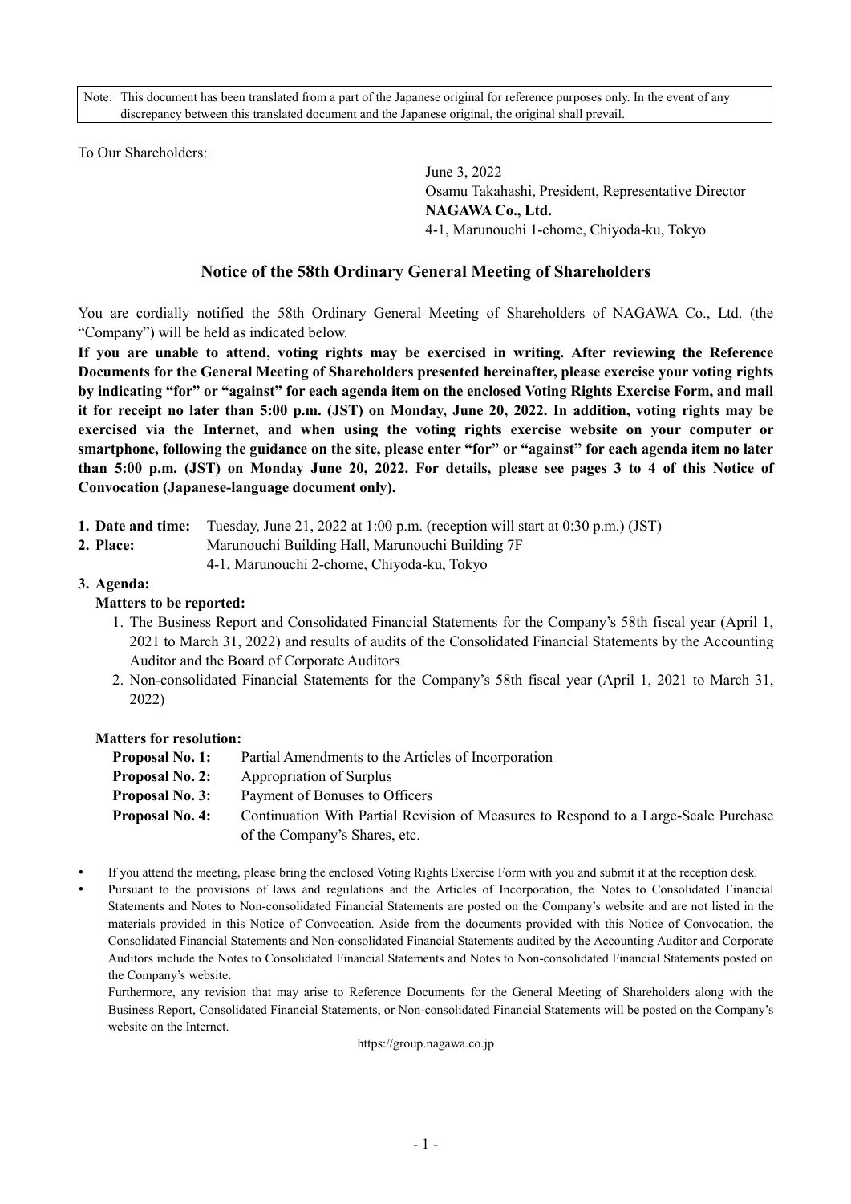Note: This document has been translated from a part of the Japanese original for reference purposes only. In the event of any discrepancy between this translated document and the Japanese original, the original shall prevail.

To Our Shareholders:

June 3, 2022
Osamu Takahashi, President, Representative Director
**NAGAWA Co., Ltd.**
4-1, Marunouchi 1-chome, Chiyoda-ku, Tokyo

## Notice of the 58th Ordinary General Meeting of Shareholders

You are cordially notified the 58th Ordinary General Meeting of Shareholders of NAGAWA Co., Ltd. (the "Company") will be held as indicated below.

**If you are unable to attend, voting rights may be exercised in writing. After reviewing the Reference Documents for the General Meeting of Shareholders presented hereinafter, please exercise your voting rights by indicating "for" or "against" for each agenda item on the enclosed Voting Rights Exercise Form, and mail it for receipt no later than 5:00 p.m. (JST) on Monday, June 20, 2022. In addition, voting rights may be exercised via the Internet, and when using the voting rights exercise website on your computer or smartphone, following the guidance on the site, please enter "for" or "against" for each agenda item no later than 5:00 p.m. (JST) on Monday June 20, 2022. For details, please see pages 3 to 4 of this Notice of Convocation (Japanese-language document only).**

1. **Date and time:** Tuesday, June 21, 2022 at 1:00 p.m. (reception will start at 0:30 p.m.) (JST)
2. **Place:** Marunouchi Building Hall, Marunouchi Building 7F
   4-1, Marunouchi 2-chome, Chiyoda-ku, Tokyo
3. **Agenda:**

   **Matters to be reported:**
   1. The Business Report and Consolidated Financial Statements for the Company's 58th fiscal year (April 1, 2021 to March 31, 2022) and results of audits of the Consolidated Financial Statements by the Accounting Auditor and the Board of Corporate Auditors
   2. Non-consolidated Financial Statements for the Company's 58th fiscal year (April 1, 2021 to March 31, 2022)

   **Matters for resolution:**

   **Proposal No. 1:** Partial Amendments to the Articles of Incorporation
   **Proposal No. 2:** Appropriation of Surplus
   **Proposal No. 3:** Payment of Bonuses to Officers
   **Proposal No. 4:** Continuation With Partial Revision of Measures to Respond to a Large-Scale Purchase of the Company's Shares, etc.

- If you attend the meeting, please bring the enclosed Voting Rights Exercise Form with you and submit it at the reception desk.
- Pursuant to the provisions of laws and regulations and the Articles of Incorporation, the Notes to Consolidated Financial Statements and Notes to Non-consolidated Financial Statements are posted on the Company's website and are not listed in the materials provided in this Notice of Convocation. Aside from the documents provided with this Notice of Convocation, the Consolidated Financial Statements and Non-consolidated Financial Statements audited by the Accounting Auditor and Corporate Auditors include the Notes to Consolidated Financial Statements and Notes to Non-consolidated Financial Statements posted on the Company's website.

  Furthermore, any revision that may arise to Reference Documents for the General Meeting of Shareholders along with the Business Report, Consolidated Financial Statements, or Non-consolidated Financial Statements will be posted on the Company's website on the Internet.

  https://group.nagawa.co.jp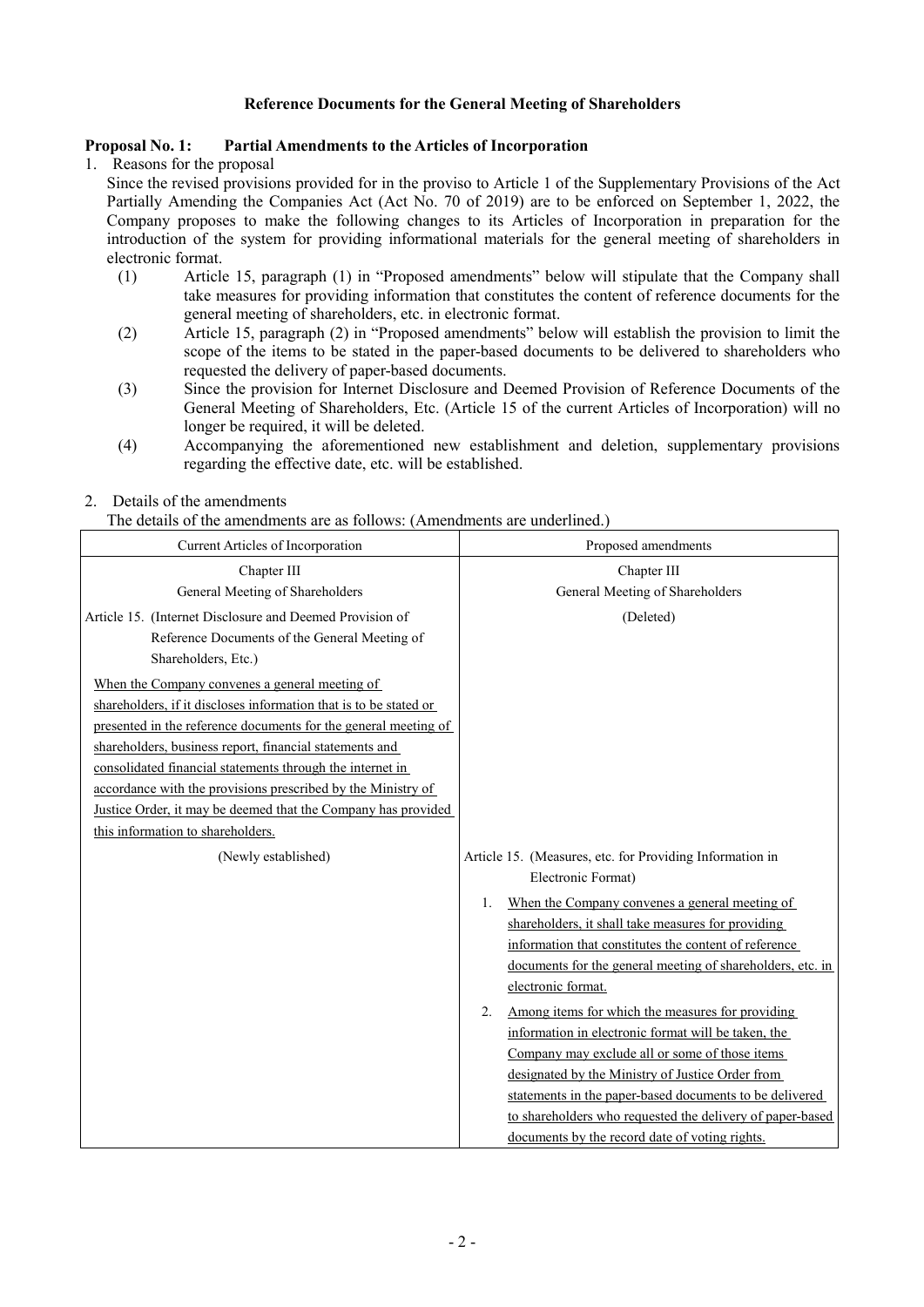## Reference Documents for the General Meeting of Shareholders

### Proposal No. 1: Partial Amendments to the Articles of Incorporation

1. Reasons for the proposal

   Since the revised provisions provided for in the proviso to Article 1 of the Supplementary Provisions of the Act Partially Amending the Companies Act (Act No. 70 of 2019) are to be enforced on September 1, 2022, the Company proposes to make the following changes to its Articles of Incorporation in preparation for the introduction of the system for providing informational materials for the general meeting of shareholders in electronic format.

   (1) Article 15, paragraph (1) in "Proposed amendments" below will stipulate that the Company shall take measures for providing information that constitutes the content of reference documents for the general meeting of shareholders, etc. in electronic format.

   (2) Article 15, paragraph (2) in "Proposed amendments" below will establish the provision to limit the scope of the items to be stated in the paper-based documents to be delivered to shareholders who requested the delivery of paper-based documents.

   (3) Since the provision for Internet Disclosure and Deemed Provision of Reference Documents of the General Meeting of Shareholders, Etc. (Article 15 of the current Articles of Incorporation) will no longer be required, it will be deleted.

   (4) Accompanying the aforementioned new establishment and deletion, supplementary provisions regarding the effective date, etc. will be established.

2. Details of the amendments

   The details of the amendments are as follows: (Amendments are underlined.)

| Current Articles of Incorporation | Proposed amendments |
|---|---|
| Chapter III<br>General Meeting of Shareholders | Chapter III<br>General Meeting of Shareholders |
| Article 15. (Internet Disclosure and Deemed Provision of Reference Documents of the General Meeting of Shareholders, Etc.)<br><u>When the Company convenes a general meeting of shareholders, if it discloses information that is to be stated or presented in the reference documents for the general meeting of shareholders, business report, financial statements and consolidated financial statements through the internet in accordance with the provisions prescribed by the Ministry of Justice Order, it may be deemed that the Company has provided this information to shareholders.</u> | (Deleted) |
| (Newly established) | Article 15. (Measures, etc. for Providing Information in Electronic Format)<br>1. <u>When the Company convenes a general meeting of shareholders, it shall take measures for providing information that constitutes the content of reference documents for the general meeting of shareholders, etc. in electronic format.</u><br>2. <u>Among items for which the measures for providing information in electronic format will be taken, the Company may exclude all or some of those items designated by the Ministry of Justice Order from statements in the paper-based documents to be delivered to shareholders who requested the delivery of paper-based documents by the record date of voting rights.</u> |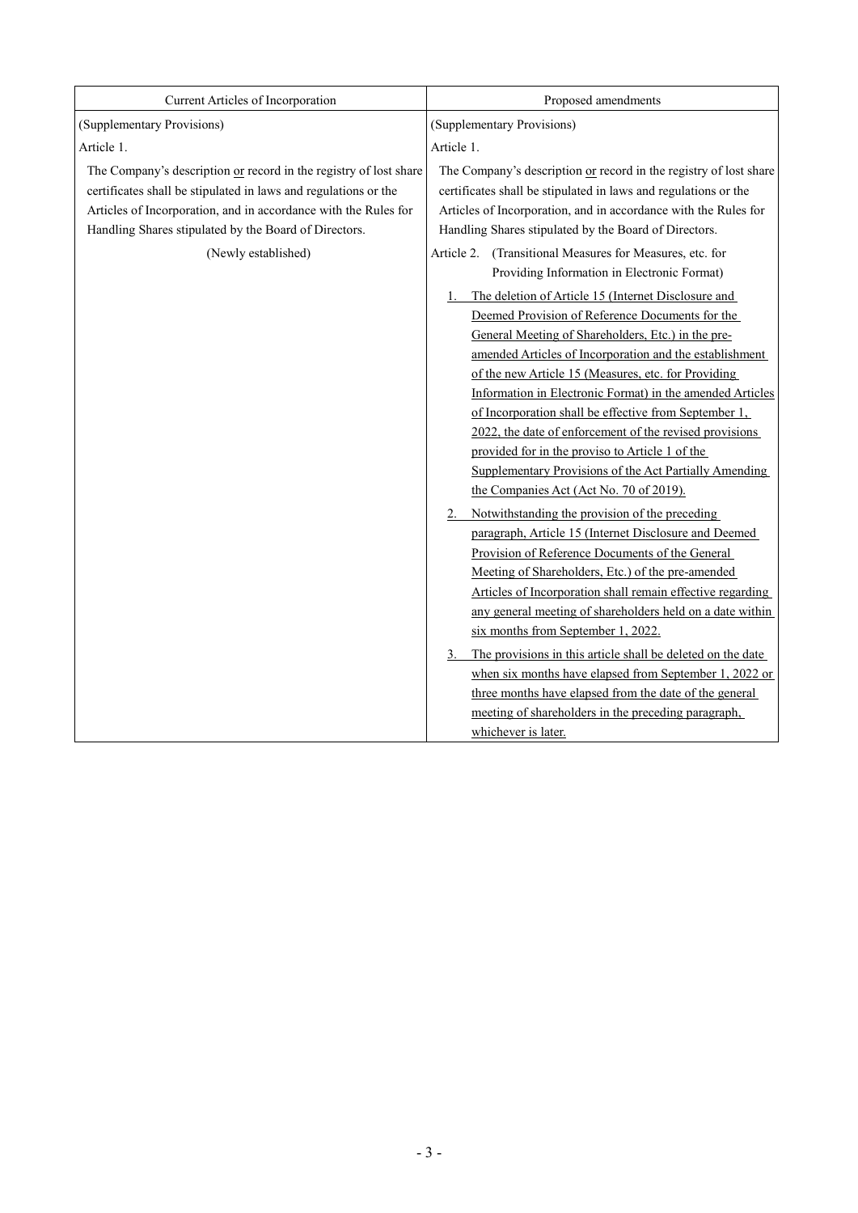| Current Articles of Incorporation | Proposed amendments |
| --- | --- |
| (Supplementary Provisions) | (Supplementary Provisions) |
| Article 1. | Article 1. |
| The Company's description or record in the registry of lost share certificates shall be stipulated in laws and regulations or the Articles of Incorporation, and in accordance with the Rules for Handling Shares stipulated by the Board of Directors. | The Company's description or record in the registry of lost share certificates shall be stipulated in laws and regulations or the Articles of Incorporation, and in accordance with the Rules for Handling Shares stipulated by the Board of Directors. |
| (Newly established) | Article 2. (Transitional Measures for Measures, etc. for Providing Information in Electronic Format)<br>1. The deletion of Article 15 (Internet Disclosure and Deemed Provision of Reference Documents for the General Meeting of Shareholders, Etc.) in the pre-amended Articles of Incorporation and the establishment of the new Article 15 (Measures, etc. for Providing Information in Electronic Format) in the amended Articles of Incorporation shall be effective from September 1, 2022, the date of enforcement of the revised provisions provided for in the proviso to Article 1 of the Supplementary Provisions of the Act Partially Amending the Companies Act (Act No. 70 of 2019).<br>2. Notwithstanding the provision of the preceding paragraph, Article 15 (Internet Disclosure and Deemed Provision of Reference Documents of the General Meeting of Shareholders, Etc.) of the pre-amended Articles of Incorporation shall remain effective regarding any general meeting of shareholders held on a date within six months from September 1, 2022.<br>3. The provisions in this article shall be deleted on the date when six months have elapsed from September 1, 2022 or three months have elapsed from the date of the general meeting of shareholders in the preceding paragraph, whichever is later. |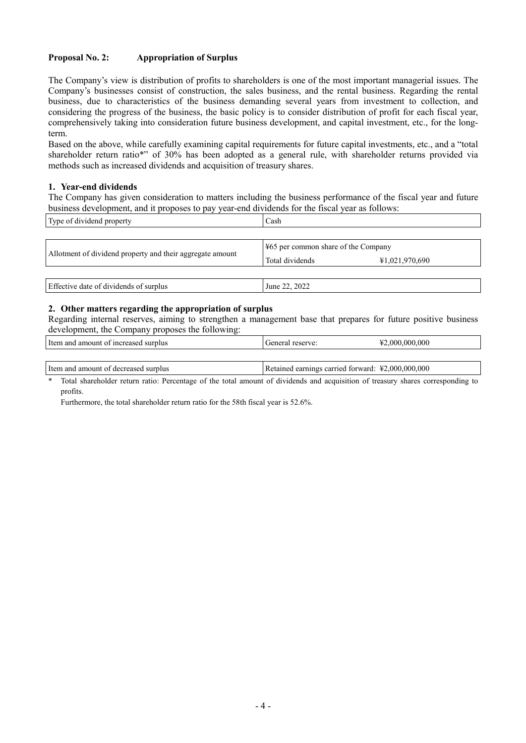## Proposal No. 2: Appropriation of Surplus

The Company's view is distribution of profits to shareholders is one of the most important managerial issues. The Company's businesses consist of construction, the sales business, and the rental business. Regarding the rental business, due to characteristics of the business demanding several years from investment to collection, and considering the progress of the business, the basic policy is to consider distribution of profit for each fiscal year, comprehensively taking into consideration future business development, and capital investment, etc., for the long-term.

Based on the above, while carefully examining capital requirements for future capital investments, etc., and a "total shareholder return ratio*" of 30% has been adopted as a general rule, with shareholder returns provided via methods such as increased dividends and acquisition of treasury shares.

### 1. Year-end dividends

The Company has given consideration to matters including the business performance of the fiscal year and future business development, and it proposes to pay year-end dividends for the fiscal year as follows:

| Type of dividend property | Cash | |
|---|---|---|
| Allotment of dividend property and their aggregate amount | ¥65 per common share of the Company | |
| | Total dividends | ¥1,021,970,690 |
| Effective date of dividends of surplus | June 22, 2022 | |

### 2. Other matters regarding the appropriation of surplus

Regarding internal reserves, aiming to strengthen a management base that prepares for future positive business development, the Company proposes the following:

| Item and amount of increased surplus | General reserve: ¥2,000,000,000 |
|---|---|
| Item and amount of decreased surplus | Retained earnings carried forward: ¥2,000,000,000 |

\* Total shareholder return ratio: Percentage of the total amount of dividends and acquisition of treasury shares corresponding to profits.

Furthermore, the total shareholder return ratio for the 58th fiscal year is 52.6%.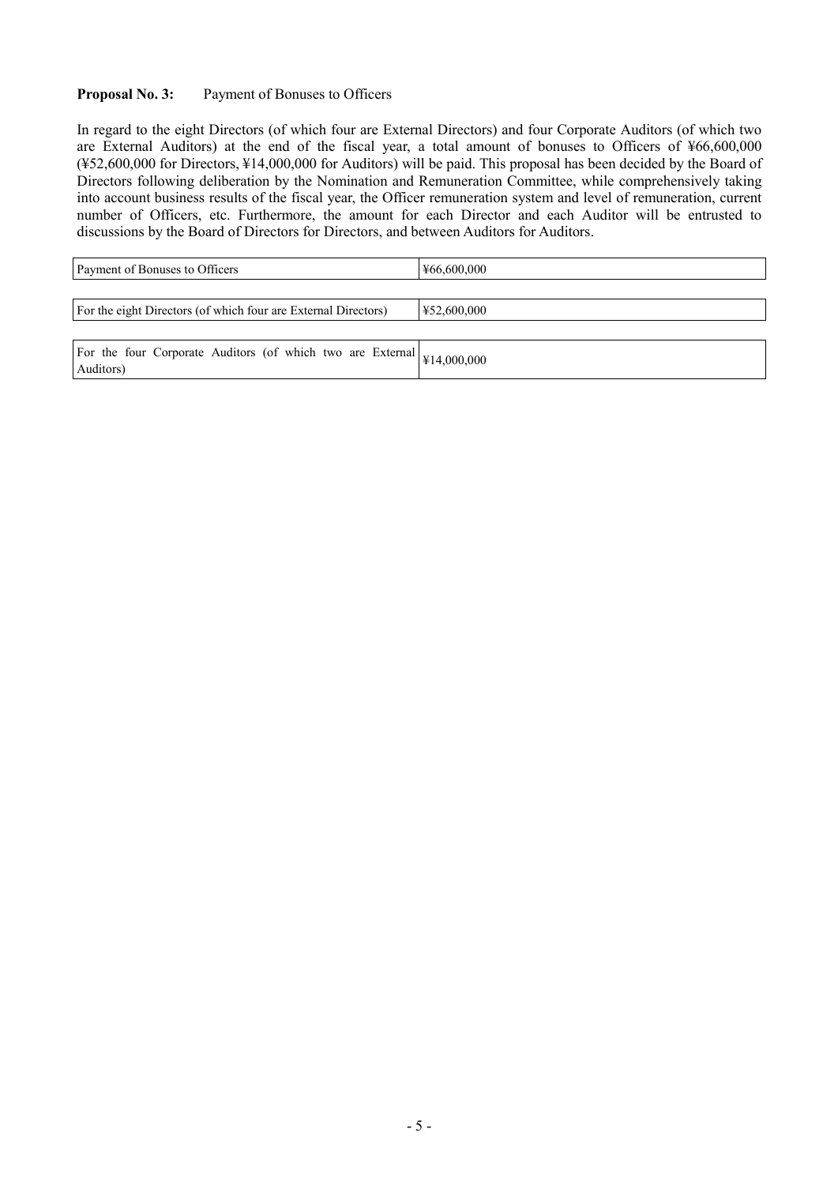**Proposal No. 3:** Payment of Bonuses to Officers

In regard to the eight Directors (of which four are External Directors) and four Corporate Auditors (of which two are External Auditors) at the end of the fiscal year, a total amount of bonuses to Officers of ¥66,600,000 (¥52,600,000 for Directors, ¥14,000,000 for Auditors) will be paid. This proposal has been decided by the Board of Directors following deliberation by the Nomination and Remuneration Committee, while comprehensively taking into account business results of the fiscal year, the Officer remuneration system and level of remuneration, current number of Officers, etc. Furthermore, the amount for each Director and each Auditor will be entrusted to discussions by the Board of Directors for Directors, and between Auditors for Auditors.

| | |
|---|---|
| Payment of Bonuses to Officers | ¥66,600,000 |
| For the eight Directors (of which four are External Directors) | ¥52,600,000 |
| For the four Corporate Auditors (of which two are External Auditors) | ¥14,000,000 |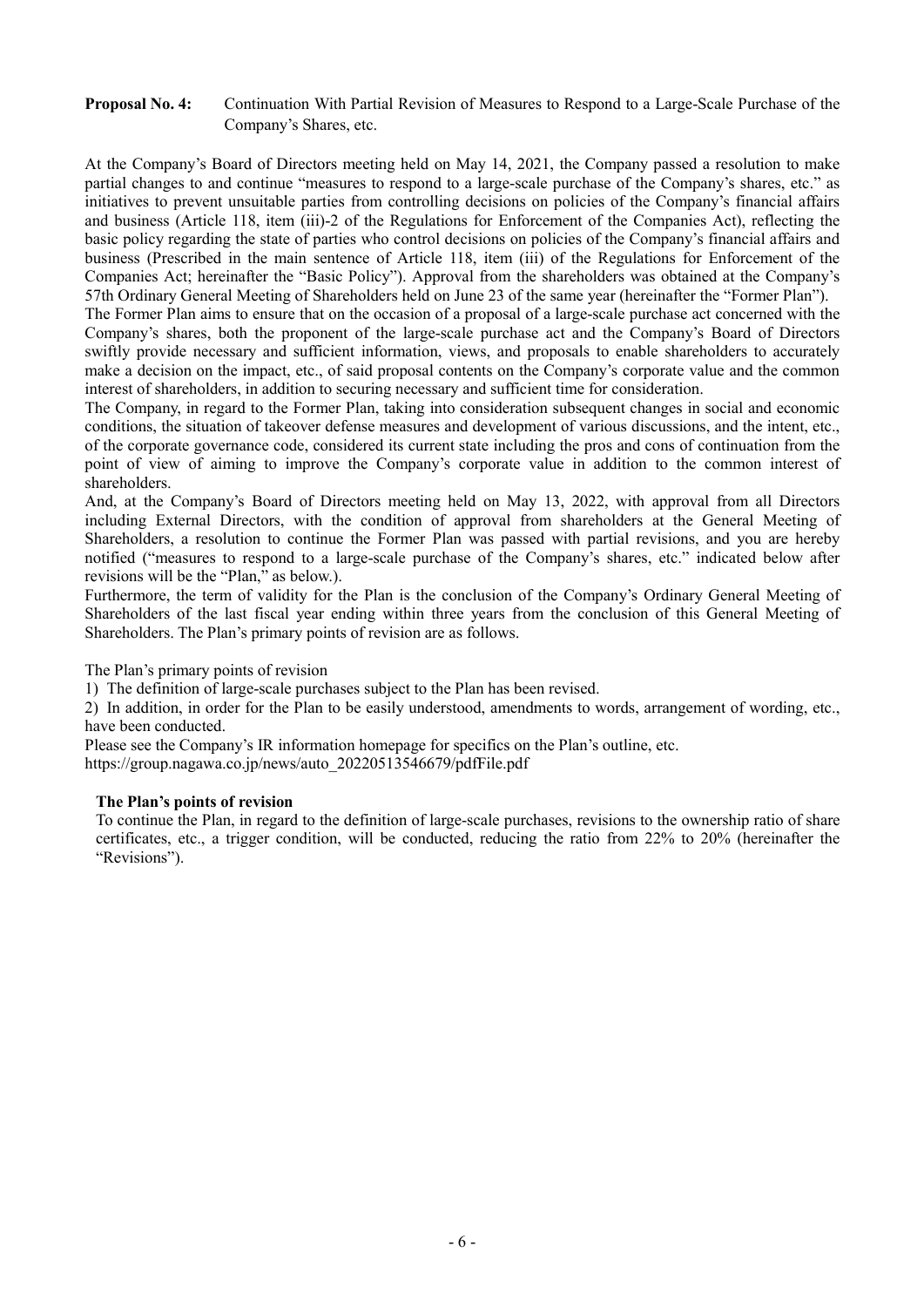**Proposal No. 4:** Continuation With Partial Revision of Measures to Respond to a Large-Scale Purchase of the Company's Shares, etc.

At the Company's Board of Directors meeting held on May 14, 2021, the Company passed a resolution to make partial changes to and continue "measures to respond to a large-scale purchase of the Company's shares, etc." as initiatives to prevent unsuitable parties from controlling decisions on policies of the Company's financial affairs and business (Article 118, item (iii)-2 of the Regulations for Enforcement of the Companies Act), reflecting the basic policy regarding the state of parties who control decisions on policies of the Company's financial affairs and business (Prescribed in the main sentence of Article 118, item (iii) of the Regulations for Enforcement of the Companies Act; hereinafter the "Basic Policy"). Approval from the shareholders was obtained at the Company's 57th Ordinary General Meeting of Shareholders held on June 23 of the same year (hereinafter the "Former Plan").

The Former Plan aims to ensure that on the occasion of a proposal of a large-scale purchase act concerned with the Company's shares, both the proponent of the large-scale purchase act and the Company's Board of Directors swiftly provide necessary and sufficient information, views, and proposals to enable shareholders to accurately make a decision on the impact, etc., of said proposal contents on the Company's corporate value and the common interest of shareholders, in addition to securing necessary and sufficient time for consideration.

The Company, in regard to the Former Plan, taking into consideration subsequent changes in social and economic conditions, the situation of takeover defense measures and development of various discussions, and the intent, etc., of the corporate governance code, considered its current state including the pros and cons of continuation from the point of view of aiming to improve the Company's corporate value in addition to the common interest of shareholders.

And, at the Company's Board of Directors meeting held on May 13, 2022, with approval from all Directors including External Directors, with the condition of approval from shareholders at the General Meeting of Shareholders, a resolution to continue the Former Plan was passed with partial revisions, and you are hereby notified ("measures to respond to a large-scale purchase of the Company's shares, etc." indicated below after revisions will be the "Plan," as below.).

Furthermore, the term of validity for the Plan is the conclusion of the Company's Ordinary General Meeting of Shareholders of the last fiscal year ending within three years from the conclusion of this General Meeting of Shareholders. The Plan's primary points of revision are as follows.

The Plan's primary points of revision

1) The definition of large-scale purchases subject to the Plan has been revised.

2) In addition, in order for the Plan to be easily understood, amendments to words, arrangement of wording, etc., have been conducted.

Please see the Company's IR information homepage for specifics on the Plan's outline, etc.
https://group.nagawa.co.jp/news/auto_20220513546679/pdfFile.pdf

**The Plan's points of revision**

To continue the Plan, in regard to the definition of large-scale purchases, revisions to the ownership ratio of share certificates, etc., a trigger condition, will be conducted, reducing the ratio from 22% to 20% (hereinafter the "Revisions").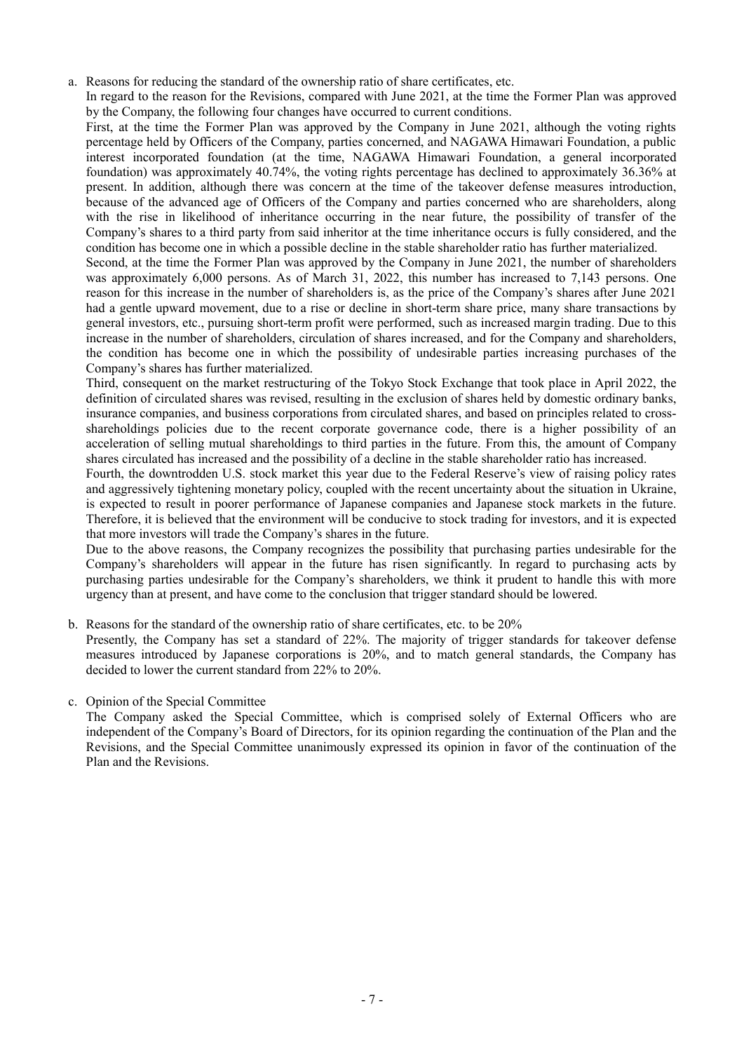a. Reasons for reducing the standard of the ownership ratio of share certificates, etc.

In regard to the reason for the Revisions, compared with June 2021, at the time the Former Plan was approved by the Company, the following four changes have occurred to current conditions.

First, at the time the Former Plan was approved by the Company in June 2021, although the voting rights percentage held by Officers of the Company, parties concerned, and NAGAWA Himawari Foundation, a public interest incorporated foundation (at the time, NAGAWA Himawari Foundation, a general incorporated foundation) was approximately 40.74%, the voting rights percentage has declined to approximately 36.36% at present. In addition, although there was concern at the time of the takeover defense measures introduction, because of the advanced age of Officers of the Company and parties concerned who are shareholders, along with the rise in likelihood of inheritance occurring in the near future, the possibility of transfer of the Company's shares to a third party from said inheritor at the time inheritance occurs is fully considered, and the condition has become one in which a possible decline in the stable shareholder ratio has further materialized.

Second, at the time the Former Plan was approved by the Company in June 2021, the number of shareholders was approximately 6,000 persons. As of March 31, 2022, this number has increased to 7,143 persons. One reason for this increase in the number of shareholders is, as the price of the Company's shares after June 2021 had a gentle upward movement, due to a rise or decline in short-term share price, many share transactions by general investors, etc., pursuing short-term profit were performed, such as increased margin trading. Due to this increase in the number of shareholders, circulation of shares increased, and for the Company and shareholders, the condition has become one in which the possibility of undesirable parties increasing purchases of the Company's shares has further materialized.

Third, consequent on the market restructuring of the Tokyo Stock Exchange that took place in April 2022, the definition of circulated shares was revised, resulting in the exclusion of shares held by domestic ordinary banks, insurance companies, and business corporations from circulated shares, and based on principles related to cross-shareholdings policies due to the recent corporate governance code, there is a higher possibility of an acceleration of selling mutual shareholdings to third parties in the future. From this, the amount of Company shares circulated has increased and the possibility of a decline in the stable shareholder ratio has increased.

Fourth, the downtrodden U.S. stock market this year due to the Federal Reserve's view of raising policy rates and aggressively tightening monetary policy, coupled with the recent uncertainty about the situation in Ukraine, is expected to result in poorer performance of Japanese companies and Japanese stock markets in the future. Therefore, it is believed that the environment will be conducive to stock trading for investors, and it is expected that more investors will trade the Company's shares in the future.

Due to the above reasons, the Company recognizes the possibility that purchasing parties undesirable for the Company's shareholders will appear in the future has risen significantly. In regard to purchasing acts by purchasing parties undesirable for the Company's shareholders, we think it prudent to handle this with more urgency than at present, and have come to the conclusion that trigger standard should be lowered.

b. Reasons for the standard of the ownership ratio of share certificates, etc. to be 20%

Presently, the Company has set a standard of 22%. The majority of trigger standards for takeover defense measures introduced by Japanese corporations is 20%, and to match general standards, the Company has decided to lower the current standard from 22% to 20%.

c. Opinion of the Special Committee

The Company asked the Special Committee, which is comprised solely of External Officers who are independent of the Company's Board of Directors, for its opinion regarding the continuation of the Plan and the Revisions, and the Special Committee unanimously expressed its opinion in favor of the continuation of the Plan and the Revisions.